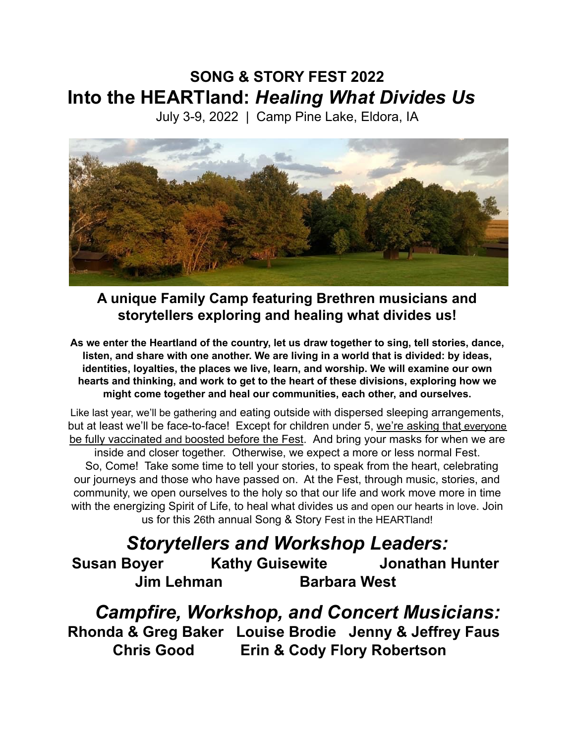# SONG & STORY FEST 2022

# Into the HEARTland: *Healing What Divides Us*

July 3-9, 2022 | Camp Pine Lake, Eldora, IA

## A unique Family Camp featuring Brethren musicians and storytellers exploring and healing what divides us!

**As we enter the Heartland of the country, let us draw together to sing, tell stories, dance, listen, and share with one another. We are living in a world that is divided: by ideas, identities, loyalties, the places we live, learn, and worship. We will examine our own hearts and thinking, and work to get to the heart of these divisions, exploring how we might come together and heal our communities, each other, and ourselves.**

Like last year, we'll be gathering and eating outside with dispersed sleeping arrangements, but at least we'll be face-to-face! Except for children under 5, we're asking that everyone be fully vaccinated and boosted before the Fest. And bring your masks for when we are inside and closer together. Otherwise, we expect a more or less normal Fest.

So, Come! Take some time to tell your stories, to speak from the heart, celebrating our journeys and those who have passed on. At the Fest, through music, stories, and community, we open ourselves to the holy so that our life and work move more in time with the energizing Spirit of Life, to heal what divides us and open our hearts in love. Join us for this 26th annual Song & Story Fest in the HEARTland!

## *Storytellers and Workshop Leaders:*

**Susan Boyer** **Kathy Guisewite** **Jonathan Hunter**
**Jim Lehman** **Barbara West**

## *Campfire, Workshop, and Concert Musicians:*

**Rhonda & Greg Baker** **Louise Brodie** **Jenny & Jeffrey Faus**
**Chris Good** **Erin & Cody Flory Robertson**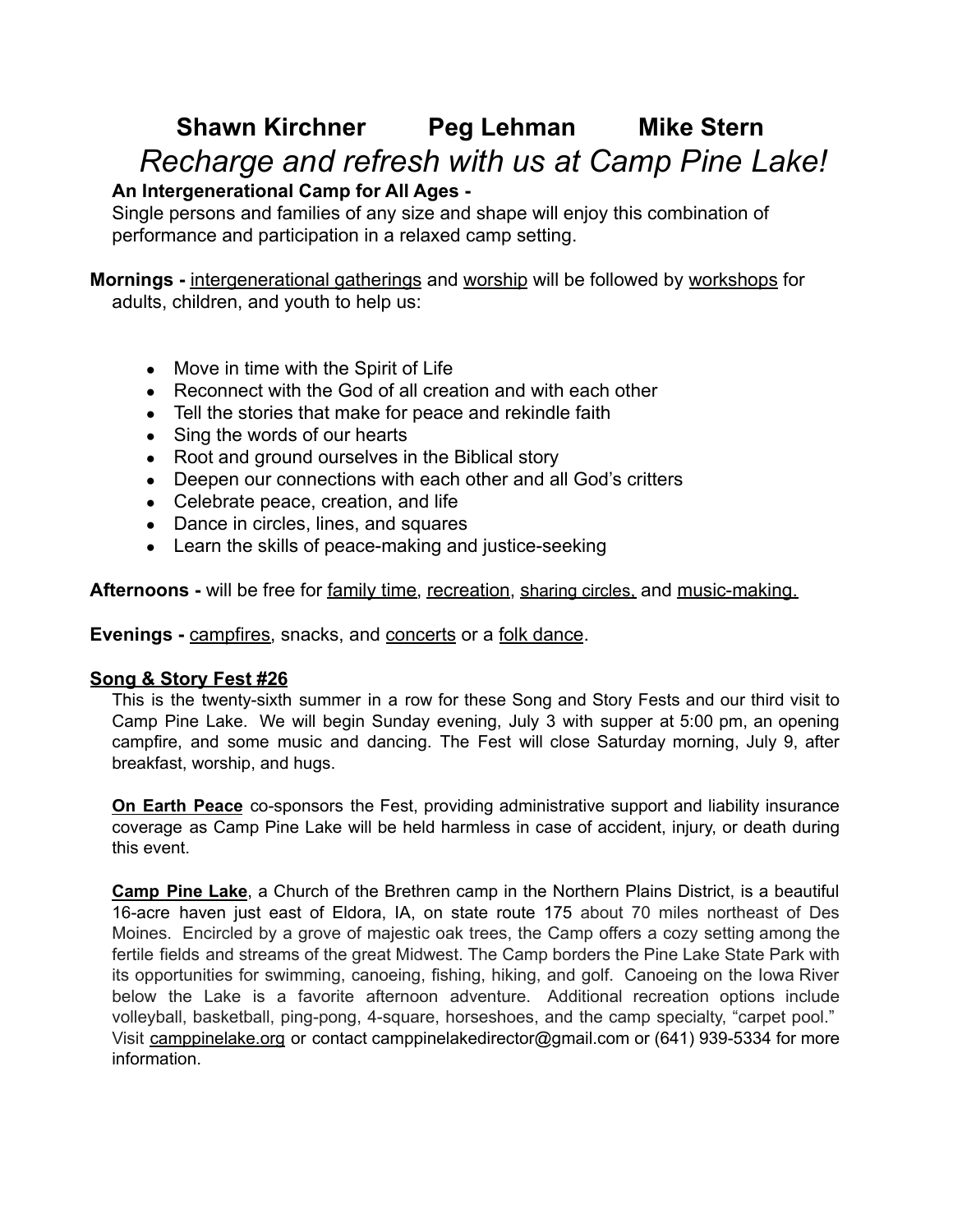## Shawn Kirchner Peg Lehman Mike Stern

# *Recharge and refresh with us at Camp Pine Lake!*

**An Intergenerational Camp for All Ages -**

Single persons and families of any size and shape will enjoy this combination of performance and participation in a relaxed camp setting.

**Mornings -** intergenerational gatherings and worship will be followed by workshops for adults, children, and youth to help us:

- Move in time with the Spirit of Life
- Reconnect with the God of all creation and with each other
- Tell the stories that make for peace and rekindle faith
- Sing the words of our hearts
- Root and ground ourselves in the Biblical story
- Deepen our connections with each other and all God's critters
- Celebrate peace, creation, and life
- Dance in circles, lines, and squares
- Learn the skills of peace-making and justice-seeking

**Afternoons -** will be free for family time, recreation, sharing circles, and music-making.

**Evenings -** campfires, snacks, and concerts or a folk dance.

**Song & Story Fest #26**

This is the twenty-sixth summer in a row for these Song and Story Fests and our third visit to Camp Pine Lake. We will begin Sunday evening, July 3 with supper at 5:00 pm, an opening campfire, and some music and dancing. The Fest will close Saturday morning, July 9, after breakfast, worship, and hugs.

**On Earth Peace** co-sponsors the Fest, providing administrative support and liability insurance coverage as Camp Pine Lake will be held harmless in case of accident, injury, or death during this event.

**Camp Pine Lake**, a Church of the Brethren camp in the Northern Plains District, is a beautiful 16-acre haven just east of Eldora, IA, on state route 175 about 70 miles northeast of Des Moines. Encircled by a grove of majestic oak trees, the Camp offers a cozy setting among the fertile fields and streams of the great Midwest. The Camp borders the Pine Lake State Park with its opportunities for swimming, canoeing, fishing, hiking, and golf. Canoeing on the Iowa River below the Lake is a favorite afternoon adventure. Additional recreation options include volleyball, basketball, ping-pong, 4-square, horseshoes, and the camp specialty, "carpet pool." Visit camppinelake.org or contact camppinelakedirector@gmail.com or (641) 939-5334 for more information.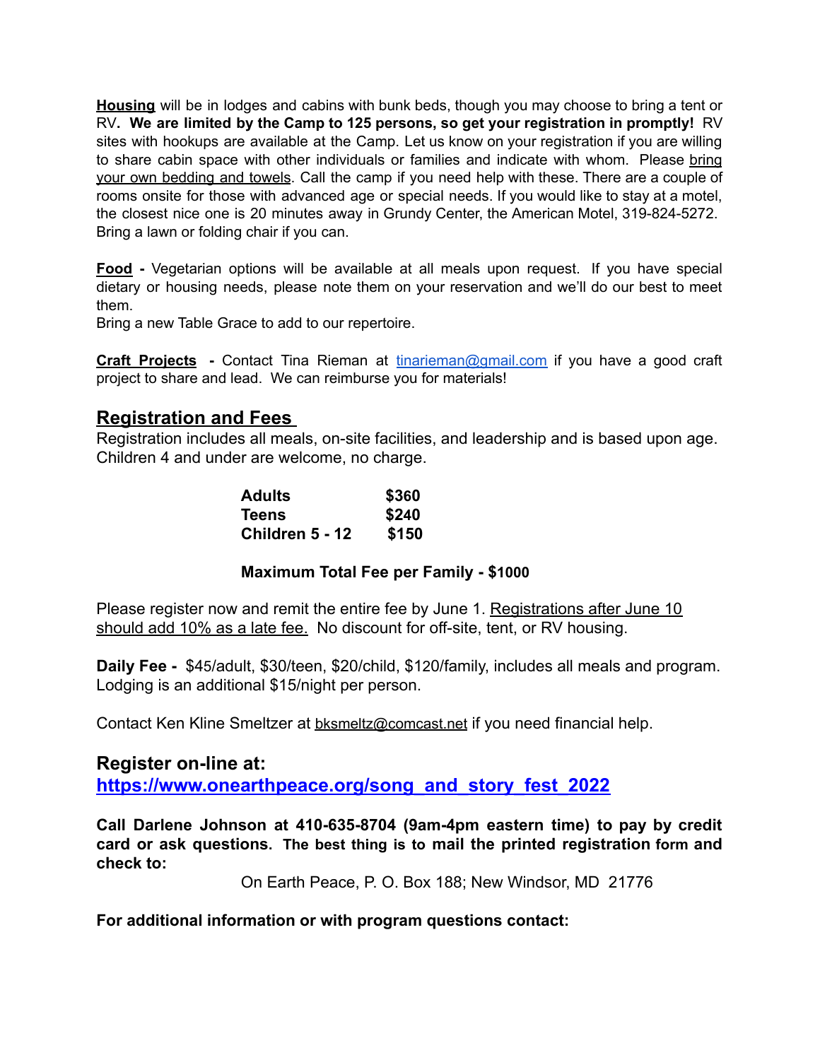**Housing** will be in lodges and cabins with bunk beds, though you may choose to bring a tent or RV**. We are limited by the Camp to 125 persons, so get your registration in promptly!** RV sites with hookups are available at the Camp. Let us know on your registration if you are willing to share cabin space with other individuals or families and indicate with whom. Please bring your own bedding and towels. Call the camp if you need help with these. There are a couple of rooms onsite for those with advanced age or special needs. If you would like to stay at a motel, the closest nice one is 20 minutes away in Grundy Center, the American Motel, 319-824-5272. Bring a lawn or folding chair if you can.

**Food -** Vegetarian options will be available at all meals upon request. If you have special dietary or housing needs, please note them on your reservation and we'll do our best to meet them.
Bring a new Table Grace to add to our repertoire.

**Craft Projects -** Contact Tina Rieman at tinarieman@gmail.com if you have a good craft project to share and lead. We can reimburse you for materials!

## Registration and Fees

Registration includes all meals, on-site facilities, and leadership and is based upon age. Children 4 and under are welcome, no charge.

| | |
|---|---|
| **Adults** | **$360** |
| **Teens** | **$240** |
| **Children 5 - 12** | **$150** |

**Maximum Total Fee per Family - $1000**

Please register now and remit the entire fee by June 1. Registrations after June 10 should add 10% as a late fee. No discount for off-site, tent, or RV housing.

**Daily Fee -** $45/adult, $30/teen, $20/child, $120/family, includes all meals and program. Lodging is an additional $15/night per person.

Contact Ken Kline Smeltzer at bksmeltz@comcast.net if you need financial help.

### Register on-line at:

**https://www.onearthpeace.org/song_and_story_fest_2022**

**Call Darlene Johnson at 410-635-8704 (9am-4pm eastern time) to pay by credit card or ask questions. The best thing is to mail the printed registration form and check to:**

On Earth Peace, P. O. Box 188; New Windsor, MD 21776

**For additional information or with program questions contact:**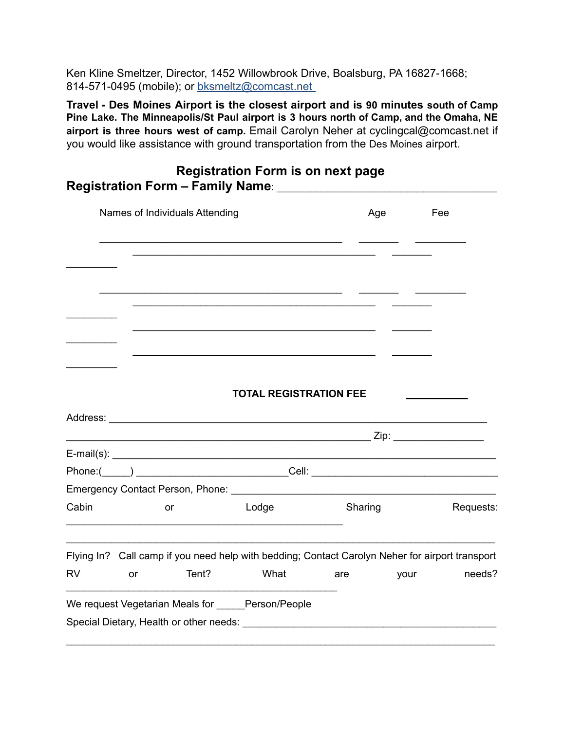Ken Kline Smeltzer, Director, 1452 Willowbrook Drive, Boalsburg, PA 16827-1668; 814-571-0495 (mobile); or bksmeltz@comcast.net

**Travel - Des Moines Airport is the closest airport and is 90 minutes south of Camp Pine Lake. The Minneapolis/St Paul airport is 3 hours north of Camp, and the Omaha, NE airport is three hours west of camp.** Email Carolyn Neher at cyclingcal@comcast.net if you would like assistance with ground transportation from the Des Moines airport.

## Registration Form is on next page

## Registration Form – Family Name: ___________________________________

| Names of Individuals Attending | Age | Fee |
|---|---|---|
| _______________________________________ | _______ | _________ |
| _______________________________________ | _______ | _________ |
| _______________________________________ | _______ | _________ |
| _______________________________________ | _______ | _________ |
| _______________________________________ | _______ | _________ |
| _______________________________________ | _______ | _________ |

**TOTAL REGISTRATION FEE** ___________

Address: ___________________________________________________________

_________________________________________________ Zip: _______________

E-mail(s): __________________________________________________________

Phone:(_____) __________________________Cell: ________________________________

Emergency Contact Person, Phone: ______________________________________________

Cabin or Lodge Sharing Requests: ______________________________________________

_____________________________________________________________________

Flying In? Call camp if you need help with bedding; Contact Carolyn Neher for airport transport

RV or Tent? What are your needs? ____________________________________________

We request Vegetarian Meals for _____Person/People

Special Dietary, Health or other needs: ____________________________________________

_____________________________________________________________________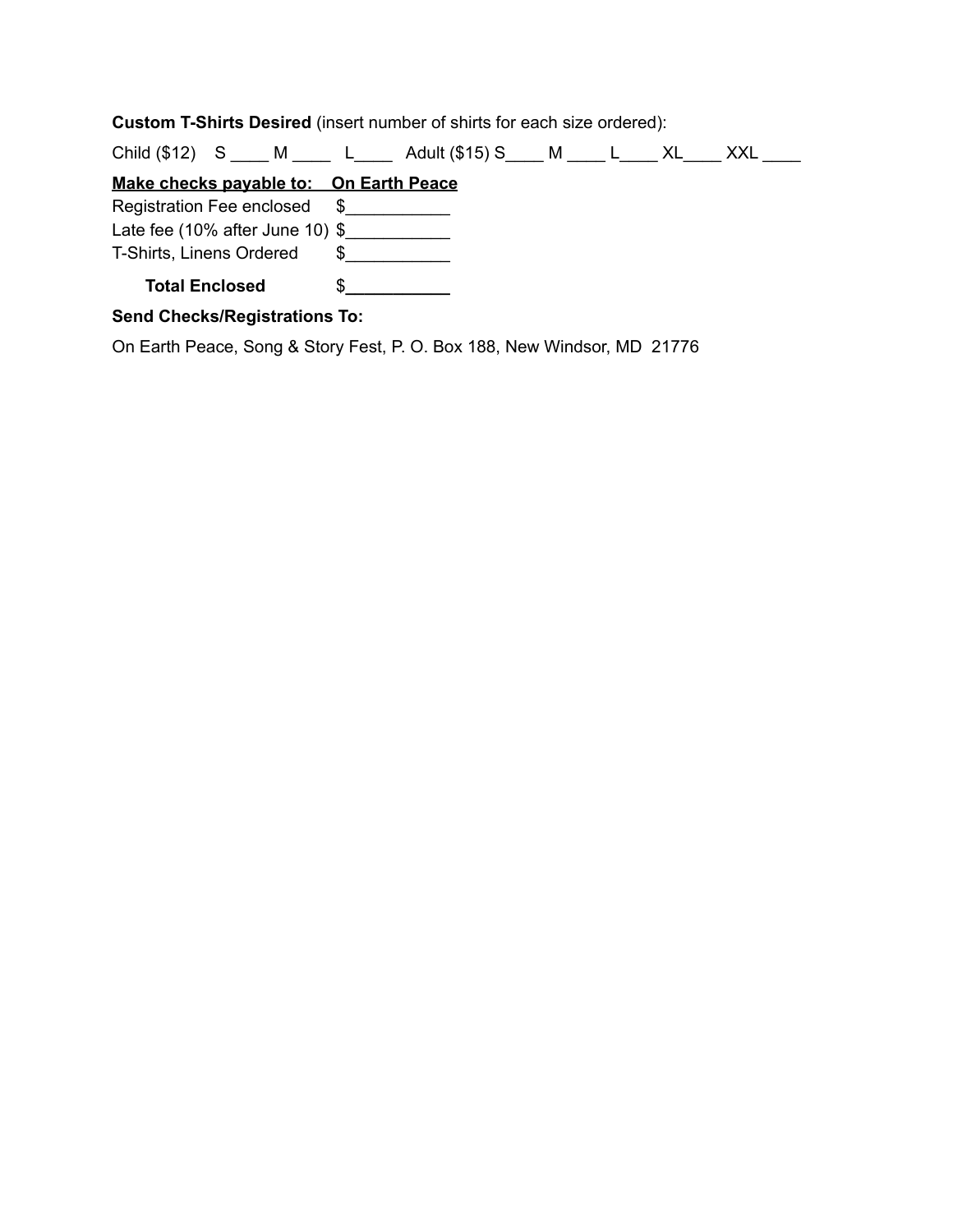**Custom T-Shirts Desired** (insert number of shirts for each size ordered):

Child ($12) S ____ M ____ L____ Adult ($15) S____ M ____ L____ XL____ XXL ____

**Make checks payable to: On Earth Peace**

Registration Fee enclosed $___________

Late fee (10% after June 10) $___________

T-Shirts, Linens Ordered $___________

**Total Enclosed** $___________

**Send Checks/Registrations To:**

On Earth Peace, Song & Story Fest, P. O. Box 188, New Windsor, MD 21776